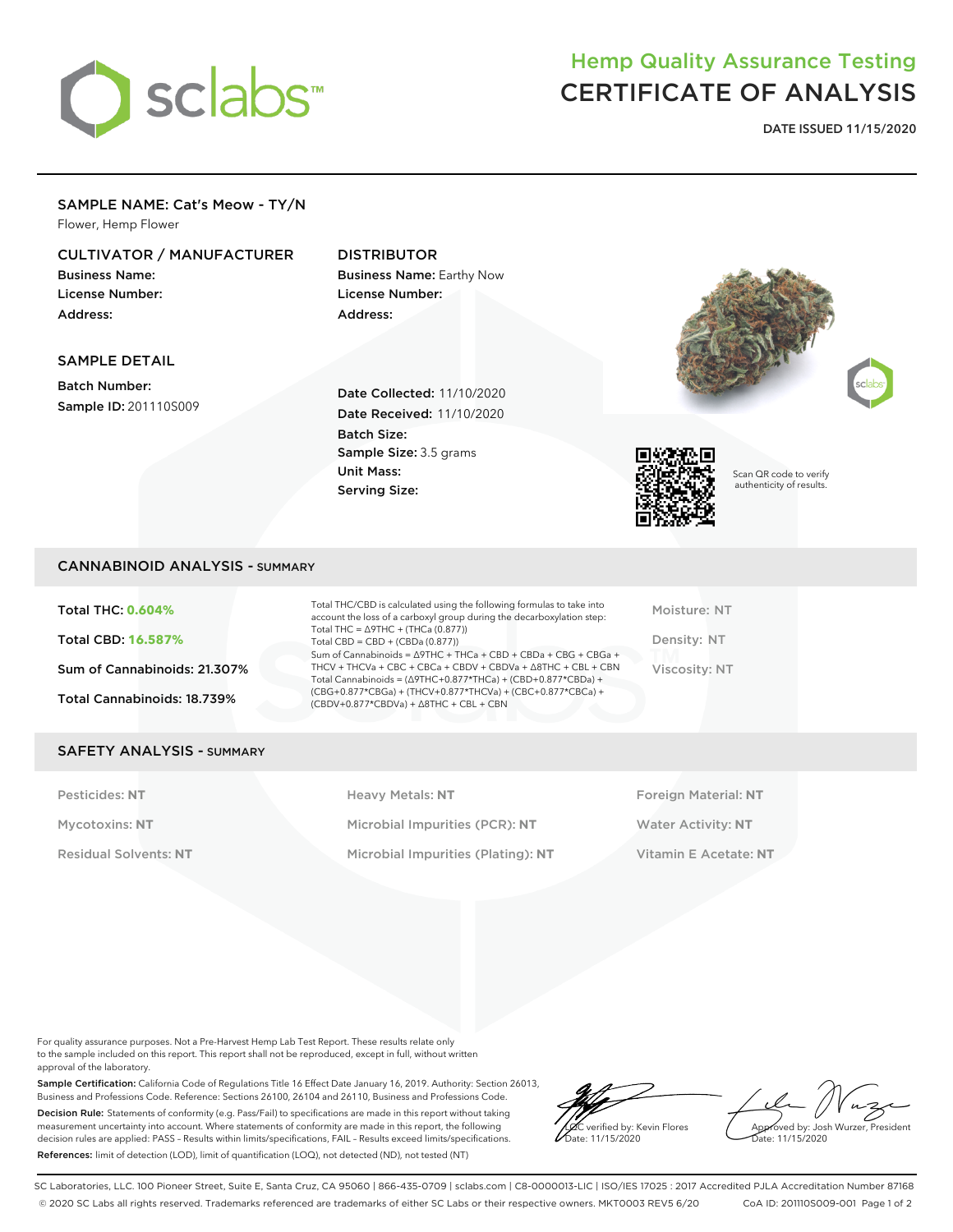# Hemp Quality Assurance Testing
# CERTIFICATE OF ANALYSIS

**DATE ISSUED 11/15/2020**

## SAMPLE NAME: Cat's Meow - TY/N

Flower, Hemp Flower

### CULTIVATOR / MANUFACTURER

**Business Name:**
**License Number:**
**Address:**

### DISTRIBUTOR

**Business Name:** Earthy Now
**License Number:**
**Address:**

### SAMPLE DETAIL

**Batch Number:**
**Sample ID:** 201110S009

**Date Collected:** 11/10/2020
**Date Received:** 11/10/2020
**Batch Size:**
**Sample Size:** 3.5 grams
**Unit Mass:**
**Serving Size:**

Scan QR code to verify authenticity of results.

## CANNABINOID ANALYSIS - SUMMARY

**Total THC: 0.604%**

**Total CBD: 16.587%**

**Sum of Cannabinoids: 21.307%**

**Total Cannabinoids: 18.739%**

Total THC/CBD is calculated using the following formulas to take into account the loss of a carboxyl group during the decarboxylation step:
Total THC = Δ9THC + (THCa (0.877))
Total CBD = CBD + (CBDa (0.877))
Sum of Cannabinoids = Δ9THC + THCa + CBD + CBDa + CBG + CBGa + THCV + THCVa + CBC + CBCa + CBDV + CBDVa + Δ8THC + CBL + CBN
Total Cannabinoids = (Δ9THC+0.877*THCa) + (CBD+0.877*CBDa) + (CBG+0.877*CBGa) + (THCV+0.877*THCVa) + (CBC+0.877*CBCa) + (CBDV+0.877*CBDVa) + Δ8THC + CBL + CBN

Moisture: NT

Density: NT

Viscosity: NT

## SAFETY ANALYSIS - SUMMARY

Pesticides: **NT**

Mycotoxins: **NT**

Residual Solvents: **NT**

Heavy Metals: **NT**

Microbial Impurities (PCR): **NT**

Microbial Impurities (Plating): **NT**

Foreign Material: **NT**

Water Activity: **NT**

Vitamin E Acetate: **NT**

For quality assurance purposes. Not a Pre-Harvest Hemp Lab Test Report. These results relate only to the sample included on this report. This report shall not be reproduced, except in full, without written approval of the laboratory.

**Sample Certification:** California Code of Regulations Title 16 Effect Date January 16, 2019. Authority: Section 26013, Business and Professions Code. Reference: Sections 26100, 26104 and 26110, Business and Professions Code.

**Decision Rule:** Statements of conformity (e.g. Pass/Fail) to specifications are made in this report without taking measurement uncertainty into account. Where statements of conformity are made in this report, the following decision rules are applied: PASS - Results within limits/specifications, FAIL - Results exceed limits/specifications.

**References:** limit of detection (LOD), limit of quantification (LOQ), not detected (ND), not tested (NT)

LQC verified by: Kevin Flores
Date: 11/15/2020

Approved by: Josh Wurzer, President
Date: 11/15/2020

SC Laboratories, LLC. 100 Pioneer Street, Suite E, Santa Cruz, CA 95060 | 866-435-0709 | sclabs.com | C8-0000013-LIC | ISO/IES 17025 : 2017 Accredited PJLA Accreditation Number 87168
© 2020 SC Labs all rights reserved. Trademarks referenced are trademarks of either SC Labs or their respective owners. MKT0003 REV5 6/20 CoA ID: 201110S009-001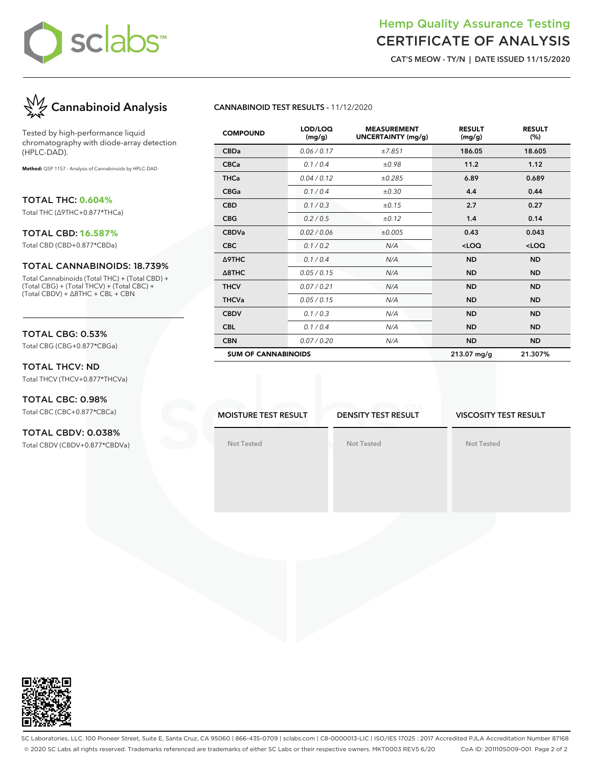Hemp Quality Assurance Testing

# CERTIFICATE OF ANALYSIS

**CAT'S MEOW - TY/N | DATE ISSUED 11/15/2020**

## Cannabinoid Analysis

Tested by high-performance liquid chromatography with diode-array detection (HPLC-DAD).

**Method:** QSP 1157 - Analysis of Cannabinoids by HPLC-DAD

### TOTAL THC: 0.604%

Total THC (Δ9THC+0.877*THCa)

### TOTAL CBD: 16.587%

Total CBD (CBD+0.877*CBDa)

### TOTAL CANNABINOIDS: 18.739%

Total Cannabinoids (Total THC) + (Total CBD) + (Total CBG) + (Total THCV) + (Total CBC) + (Total CBDV) + Δ8THC + CBL + CBN

### TOTAL CBG: 0.53%

Total CBG (CBG+0.877*CBGa)

### TOTAL THCV: ND

Total THCV (THCV+0.877*THCVa)

### TOTAL CBC: 0.98%

Total CBC (CBC+0.877*CBCa)

### TOTAL CBDV: 0.038%

Total CBDV (CBDV+0.877*CBDVa)

**CANNABINOID TEST RESULTS** - 11/12/2020

| COMPOUND | LOD/LOQ (mg/g) | MEASUREMENT UNCERTAINTY (mg/g) | RESULT (mg/g) | RESULT (%) |
|---|---|---|---|---|
| CBDa | 0.06 / 0.17 | ±7.851 | 186.05 | 18.605 |
| CBCa | 0.1 / 0.4 | ±0.98 | 11.2 | 1.12 |
| THCa | 0.04 / 0.12 | ±0.285 | 6.89 | 0.689 |
| CBGa | 0.1 / 0.4 | ±0.30 | 4.4 | 0.44 |
| CBD | 0.1 / 0.3 | ±0.15 | 2.7 | 0.27 |
| CBG | 0.2 / 0.5 | ±0.12 | 1.4 | 0.14 |
| CBDVa | 0.02 / 0.06 | ±0.005 | 0.43 | 0.043 |
| CBC | 0.1 / 0.2 | N/A | <LOQ | <LOQ |
| Δ9THC | 0.1 / 0.4 | N/A | ND | ND |
| Δ8THC | 0.05 / 0.15 | N/A | ND | ND |
| THCV | 0.07 / 0.21 | N/A | ND | ND |
| THCVa | 0.05 / 0.15 | N/A | ND | ND |
| CBDV | 0.1 / 0.3 | N/A | ND | ND |
| CBL | 0.1 / 0.4 | N/A | ND | ND |
| CBN | 0.07 / 0.20 | N/A | ND | ND |
| **SUM OF CANNABINOIDS** | | | 213.07 mg/g | 21.307% |

| MOISTURE TEST RESULT | DENSITY TEST RESULT | VISCOSITY TEST RESULT |
|---|---|---|
| Not Tested | Not Tested | Not Tested |

SC Laboratories, LLC. 100 Pioneer Street, Suite E, Santa Cruz, CA 95060 | 866-435-0709 | sclabs.com | C8-0000013-LIC | ISO/IES 17025 : 2017 Accredited PJLA Accreditation Number 87168

© 2020 SC Labs all rights reserved. Trademarks referenced are trademarks of either SC Labs or their respective owners. MKT0003 REV5 6/20 CoA ID: 201110S009-001